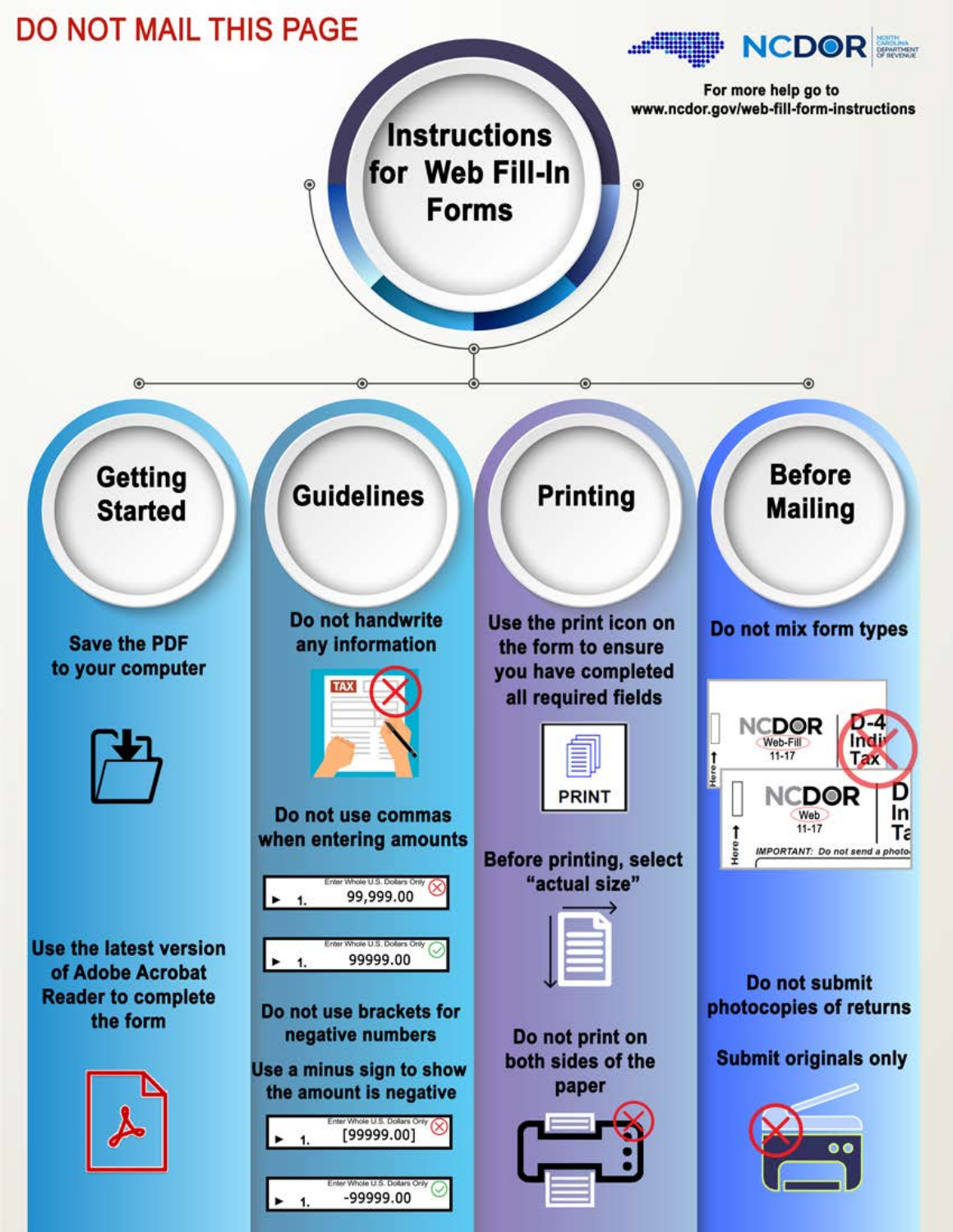DO NOT MAIL THIS PAGE

NCDOR

For more help go to www.ncdor.gov/web-fill-form-instructions

# Instructions for Web Fill-In Forms

## Getting Started

Save the PDF to your computer

Use the latest version of Adobe Acrobat Reader to complete the form

## Guidelines

Do not handwrite any information

Do not use commas when entering amounts

- 99,999.00 (incorrect)
- 99999.00 (correct)

Do not use brackets for negative numbers

Use a minus sign to show the amount is negative

- [99999.00] (incorrect)
- -99999.00 (correct)

## Printing

Use the print icon on the form to ensure you have completed all required fields

Before printing, select "actual size"

Do not print on both sides of the paper

## Before Mailing

Do not mix form types

Do not submit photocopies of returns

Submit originals only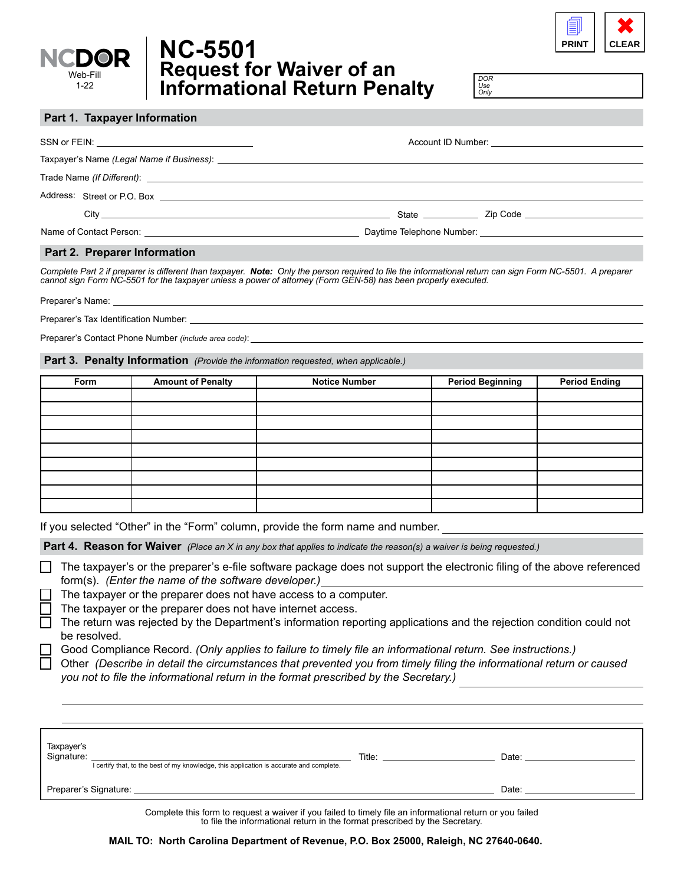NCDOR Web-Fill 1-22

# NC-5501 Request for Waiver of an Informational Return Penalty

PRINT CLEAR

DOR Use Only

## Part 1. Taxpayer Information

SSN or FEIN: ______________________ Account ID Number: ______________________

Taxpayer's Name *(Legal Name if Business)*: ______________________

Trade Name *(If Different)*: ______________________

Address: Street or P.O. Box ______________________

City ______________________ State __________ Zip Code ______________________

Name of Contact Person: ______________________ Daytime Telephone Number: ______________________

## Part 2. Preparer Information

*Complete Part 2 if preparer is different than taxpayer.* ***Note:*** *Only the person required to file the informational return can sign Form NC-5501. A preparer cannot sign Form NC-5501 for the taxpayer unless a power of attorney (Form GEN-58) has been properly executed.*

Preparer's Name: ______________________

Preparer's Tax Identification Number: ______________________

Preparer's Contact Phone Number *(include area code)*: ______________________

## Part 3. Penalty Information *(Provide the information requested, when applicable.)*

| Form | Amount of Penalty | Notice Number | Period Beginning | Period Ending |
|---|---|---|---|---|
| | | | | |
| | | | | |
| | | | | |
| | | | | |
| | | | | |
| | | | | |
| | | | | |
| | | | | |
| | | | | |

If you selected "Other" in the "Form" column, provide the form name and number. ______________________

## Part 4. Reason for Waiver *(Place an X in any box that applies to indicate the reason(s) a waiver is being requested.)*

- ☐ The taxpayer's or the preparer's e-file software package does not support the electronic filing of the above referenced form(s). *(Enter the name of the software developer.)* ______________________
- ☐ The taxpayer or the preparer does not have access to a computer.
- ☐ The taxpayer or the preparer does not have internet access.
- ☐ The return was rejected by the Department's information reporting applications and the rejection condition could not be resolved.
- ☐ Good Compliance Record. *(Only applies to failure to timely file an informational return. See instructions.)*
- ☐ Other *(Describe in detail the circumstances that prevented you from timely filing the informational return or caused you not to file the informational return in the format prescribed by the Secretary.)* ______________________

______________________

______________________

Taxpayer's Signature: ______________________ Title: ______________ Date: ______________

I certify that, to the best of my knowledge, this application is accurate and complete.

Preparer's Signature: ______________________ Date: ______________

Complete this form to request a waiver if you failed to timely file an informational return or you failed to file the informational return in the format prescribed by the Secretary.

**MAIL TO: North Carolina Department of Revenue, P.O. Box 25000, Raleigh, NC 27640-0640.**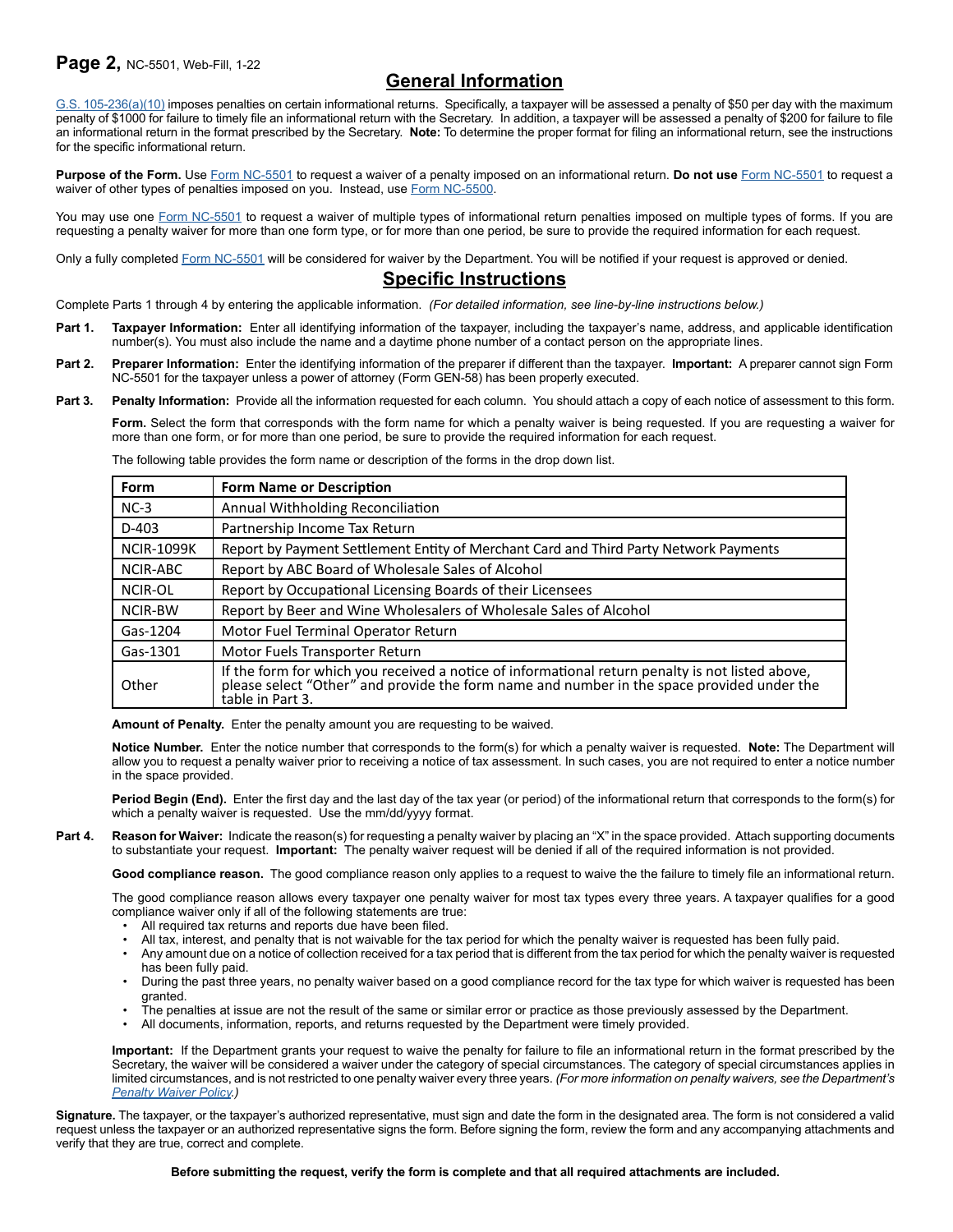## General Information

G.S. 105-236(a)(10) imposes penalties on certain informational returns. Specifically, a taxpayer will be assessed a penalty of $50 per day with the maximum penalty of $1000 for failure to timely file an informational return with the Secretary. In addition, a taxpayer will be assessed a penalty of $200 for failure to file an informational return in the format prescribed by the Secretary. **Note:** To determine the proper format for filing an informational return, see the instructions for the specific informational return.

**Purpose of the Form.** Use Form NC-5501 to request a waiver of a penalty imposed on an informational return. **Do not use** Form NC-5501 to request a waiver of other types of penalties imposed on you. Instead, use Form NC-5500.

You may use one Form NC-5501 to request a waiver of multiple types of informational return penalties imposed on multiple types of forms. If you are requesting a penalty waiver for more than one form type, or for more than one period, be sure to provide the required information for each request.

Only a fully completed Form NC-5501 will be considered for waiver by the Department. You will be notified if your request is approved or denied.

## Specific Instructions

Complete Parts 1 through 4 by entering the applicable information. *(For detailed information, see line-by-line instructions below.)*

**Part 1. Taxpayer Information:** Enter all identifying information of the taxpayer, including the taxpayer's name, address, and applicable identification number(s). You must also include the name and a daytime phone number of a contact person on the appropriate lines.

**Part 2. Preparer Information:** Enter the identifying information of the preparer if different than the taxpayer. **Important:** A preparer cannot sign Form NC-5501 for the taxpayer unless a power of attorney (Form GEN-58) has been properly executed.

**Part 3. Penalty Information:** Provide all the information requested for each column. You should attach a copy of each notice of assessment to this form.

**Form.** Select the form that corresponds with the form name for which a penalty waiver is being requested. If you are requesting a waiver for more than one form, or for more than one period, be sure to provide the required information for each request.

The following table provides the form name or description of the forms in the drop down list.

| Form | Form Name or Description |
|---|---|
| NC-3 | Annual Withholding Reconciliation |
| D-403 | Partnership Income Tax Return |
| NCIR-1099K | Report by Payment Settlement Entity of Merchant Card and Third Party Network Payments |
| NCIR-ABC | Report by ABC Board of Wholesale Sales of Alcohol |
| NCIR-OL | Report by Occupational Licensing Boards of their Licensees |
| NCIR-BW | Report by Beer and Wine Wholesalers of Wholesale Sales of Alcohol |
| Gas-1204 | Motor Fuel Terminal Operator Return |
| Gas-1301 | Motor Fuels Transporter Return |
| Other | If the form for which you received a notice of informational return penalty is not listed above, please select "Other" and provide the form name and number in the space provided under the table in Part 3. |

**Amount of Penalty.** Enter the penalty amount you are requesting to be waived.

**Notice Number.** Enter the notice number that corresponds to the form(s) for which a penalty waiver is requested. **Note:** The Department will allow you to request a penalty waiver prior to receiving a notice of tax assessment. In such cases, you are not required to enter a notice number in the space provided.

**Period Begin (End).** Enter the first day and the last day of the tax year (or period) of the informational return that corresponds to the form(s) for which a penalty waiver is requested. Use the mm/dd/yyyy format.

**Part 4. Reason for Waiver:** Indicate the reason(s) for requesting a penalty waiver by placing an "X" in the space provided. Attach supporting documents to substantiate your request. **Important:** The penalty waiver request will be denied if all of the required information is not provided.

**Good compliance reason.** The good compliance reason only applies to a request to waive the the failure to timely file an informational return.

The good compliance reason allows every taxpayer one penalty waiver for most tax types every three years. A taxpayer qualifies for a good compliance waiver only if all of the following statements are true:

- All required tax returns and reports due have been filed.
- All tax, interest, and penalty that is not waivable for the tax period for which the penalty waiver is requested has been fully paid.
- Any amount due on a notice of collection received for a tax period that is different from the tax period for which the penalty waiver is requested has been fully paid.
- During the past three years, no penalty waiver based on a good compliance record for the tax type for which waiver is requested has been granted.
- The penalties at issue are not the result of the same or similar error or practice as those previously assessed by the Department.
- All documents, information, reports, and returns requested by the Department were timely provided.

**Important:** If the Department grants your request to waive the penalty for failure to file an informational return in the format prescribed by the Secretary, the waiver will be considered a waiver under the category of special circumstances. The category of special circumstances applies in limited circumstances, and is not restricted to one penalty waiver every three years. *(For more information on penalty waivers, see the Department's Penalty Waiver Policy.)*

**Signature.** The taxpayer, or the taxpayer's authorized representative, must sign and date the form in the designated area. The form is not considered a valid request unless the taxpayer or an authorized representative signs the form. Before signing the form, review the form and any accompanying attachments and verify that they are true, correct and complete.

**Before submitting the request, verify the form is complete and that all required attachments are included.**